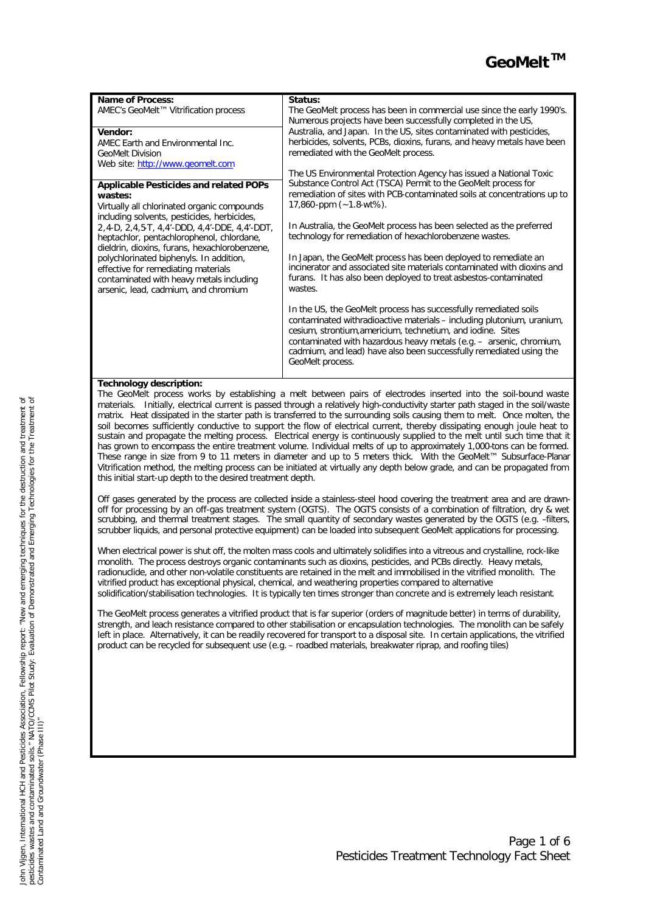# GeoMelt™

**Name of Process:**
AMEC's GeoMelt™ Vitrification process

**Vendor:**
AMEC Earth and Environmental Inc.
GeoMelt Division
Web site: http://www.geomelt.com

**Applicable Pesticides and related POPs wastes:**
Virtually all chlorinated organic compounds including solvents, pesticides, herbicides, 2,4-D, 2,4,5-T, 4,4'-DDD, 4,4'-DDE, 4,4'-DDT, heptachlor, pentachlorophenol, chlordane, dieldrin, dioxins, furans, hexachlorobenzene, polychlorinated biphenyls. In addition, effective for remediating materials contaminated with heavy metals including arsenic, lead, cadmium, and chromium

**Status:**
The GeoMelt process has been in commercial use since the early 1990's. Numerous projects have been successfully completed in the US, Australia, and Japan. In the US, sites contaminated with pesticides, herbicides, solvents, PCBs, dioxins, furans, and heavy metals have been remediated with the GeoMelt process.

The US Environmental Protection Agency has issued a National Toxic Substance Control Act (TSCA) Permit to the GeoMelt process for remediation of sites with PCB-contaminated soils at concentrations up to 17,860-ppm (~1.8-wt%).

In Australia, the GeoMelt process has been selected as the preferred technology for remediation of hexachlorobenzene wastes.

In Japan, the GeoMelt process has been deployed to remediate an incinerator and associated site materials contaminated with dioxins and furans. It has also been deployed to treat asbestos-contaminated wastes.

In the US, the GeoMelt process has successfully remediated soils contaminated withradioactive materials – including plutonium, uranium, cesium, strontium,americium, technetium, and iodine. Sites contaminated with hazardous heavy metals (e.g. – arsenic, chromium, cadmium, and lead) have also been successfully remediated using the GeoMelt process.

**Technology description:**

The GeoMelt process works by establishing a melt between pairs of electrodes inserted into the soil-bound waste materials. Initially, electrical current is passed through a relatively high-conductivity starter path staged in the soil/waste matrix. Heat dissipated in the starter path is transferred to the surrounding soils causing them to melt. Once molten, the soil becomes sufficiently conductive to support the flow of electrical current, thereby dissipating enough joule heat to sustain and propagate the melting process. Electrical energy is continuously supplied to the melt until such time that it has grown to encompass the entire treatment volume. Individual melts of up to approximately 1,000-tons can be formed. These range in size from 9 to 11 meters in diameter and up to 5 meters thick. With the GeoMelt™ Subsurface-Planar Vitrification method, the melting process can be initiated at virtually any depth below grade, and can be propagated from this initial start-up depth to the desired treatment depth.

Off gases generated by the process are collected inside a stainless-steel hood covering the treatment area and are drawn-off for processing by an off-gas treatment system (OGTS). The OGTS consists of a combination of filtration, dry & wet scrubbing, and thermal treatment stages. The small quantity of secondary wastes generated by the OGTS (e.g. –filters, scrubber liquids, and personal protective equipment) can be loaded into subsequent GeoMelt applications for processing.

When electrical power is shut off, the molten mass cools and ultimately solidifies into a vitreous and crystalline, rock-like monolith. The process destroys organic contaminants such as dioxins, pesticides, and PCBs directly. Heavy metals, radionuclide, and other non-volatile constituents are retained in the melt and immobilised in the vitrified monolith. The vitrified product has exceptional physical, chemical, and weathering properties compared to alternative solidification/stabilisation technologies. It is typically ten times stronger than concrete and is extremely leach resistant.

The GeoMelt process generates a vitrified product that is far superior (orders of magnitude better) in terms of durability, strength, and leach resistance compared to other stabilisation or encapsulation technologies. The monolith can be safely left in place. Alternatively, it can be readily recovered for transport to a disposal site. In certain applications, the vitrified product can be recycled for subsequent use (e.g. – roadbed materials, breakwater riprap, and roofing tiles)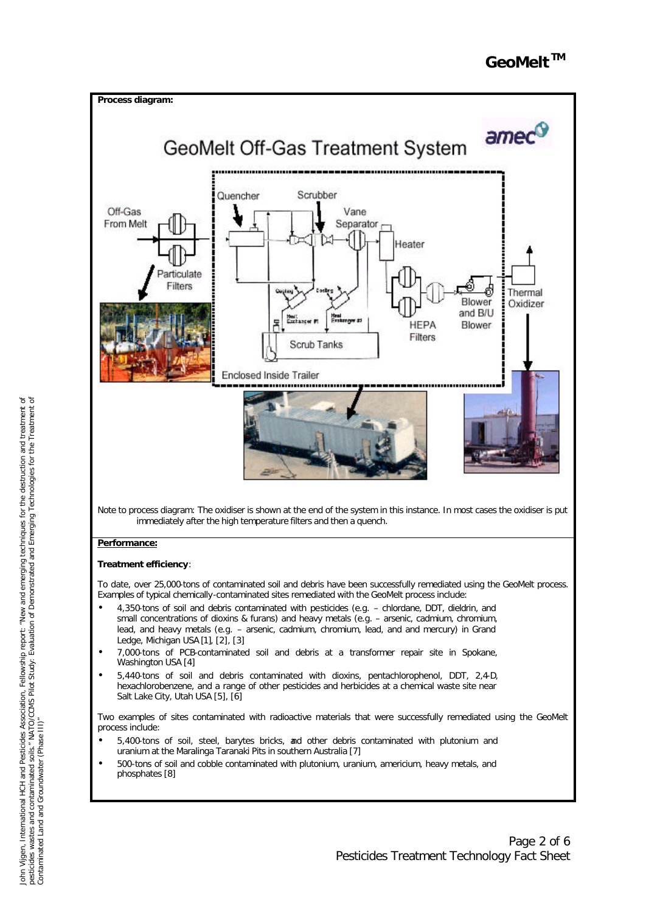# GeoMelt™

**Process diagram:**

GeoMelt Off-Gas Treatment System

Off-Gas From Melt — Particulate Filters — Quencher — Scrubber — Vane Separator — Heater — HEPA Filters — Blower and B/U Blower — Thermal Oxidizer

Cooling Heat Exchanger #1 — Cooling Heat Exchanger #2 — Scrub Tanks

Enclosed Inside Trailer

Note to process diagram: The oxidiser is shown at the end of the system in this instance. In most cases the oxidiser is put immediately after the high temperature filters and then a quench.

**Performance:**

**Treatment efficiency**:

To date, over 25,000-tons of contaminated soil and debris have been successfully remediated using the GeoMelt process. Examples of typical chemically-contaminated sites remediated with the GeoMelt process include:

- 4,350-tons of soil and debris contaminated with pesticides (e.g. – chlordane, DDT, dieldrin, and small concentrations of dioxins & furans) and heavy metals (e.g. – arsenic, cadmium, chromium, lead, and heavy metals (e.g. – arsenic, cadmium, chromium, lead, and and mercury) in Grand Ledge, Michigan USA [1], [2], [3]
- 7,000-tons of PCB-contaminated soil and debris at a transformer repair site in Spokane, Washington USA [4]
- 5,440-tons of soil and debris contaminated with dioxins, pentachlorophenol, DDT, 2,4-D, hexachlorobenzene, and a range of other pesticides and herbicides at a chemical waste site near Salt Lake City, Utah USA [5], [6]

Two examples of sites contaminated with radioactive materials that were successfully remediated using the GeoMelt process include:

- 5,400-tons of soil, steel, barytes bricks, and other debris contaminated with plutonium and uranium at the Maralinga Taranaki Pits in southern Australia [7]
- 500-tons of soil and cobble contaminated with plutonium, uranium, americium, heavy metals, and phosphates [8]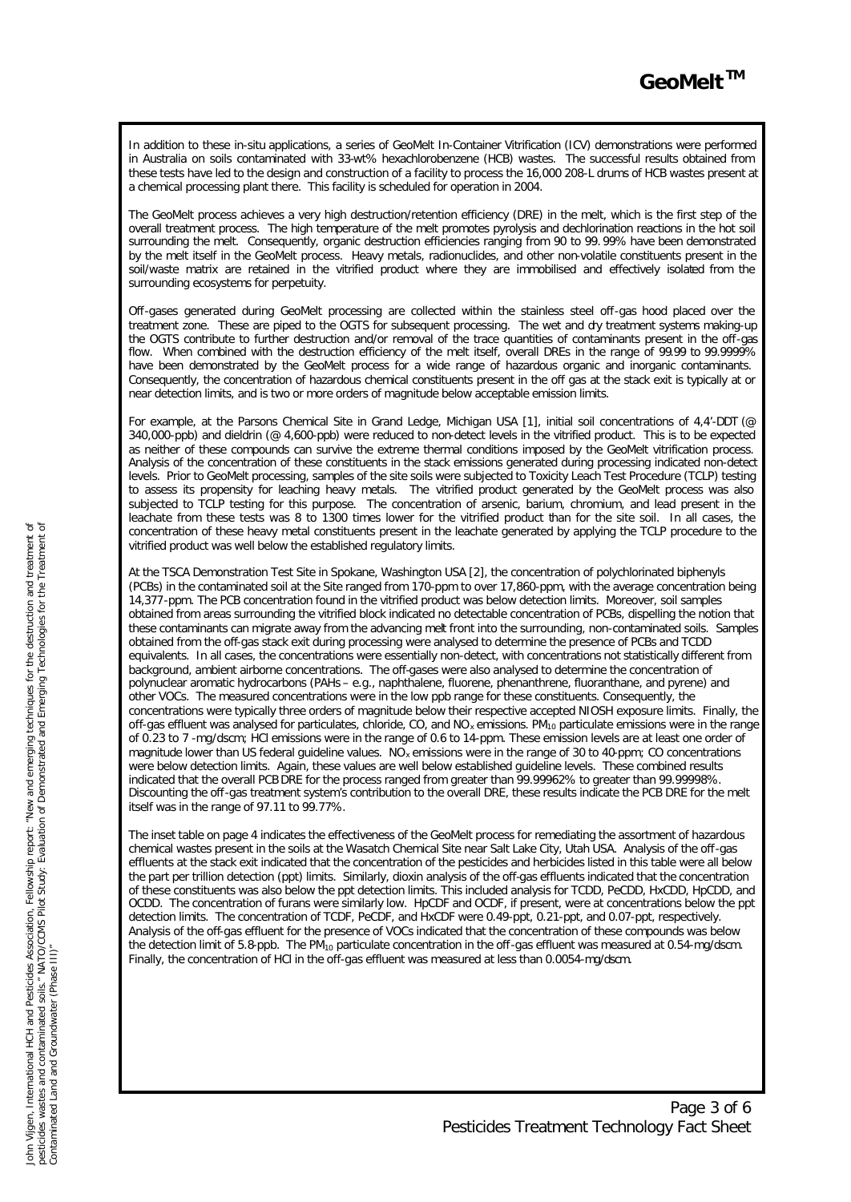In addition to these in-situ applications, a series of GeoMelt In-Container Vitrification (ICV) demonstrations were performed in Australia on soils contaminated with 33-wt% hexachlorobenzene (HCB) wastes. The successful results obtained from these tests have led to the design and construction of a facility to process the 16,000 208-L drums of HCB wastes present at a chemical processing plant there. This facility is scheduled for operation in 2004.

The GeoMelt process achieves a very high destruction/retention efficiency (DRE) in the melt, which is the first step of the overall treatment process. The high temperature of the melt promotes pyrolysis and dechlorination reactions in the hot soil surrounding the melt. Consequently, organic destruction efficiencies ranging from 90 to 99.99% have been demonstrated by the melt itself in the GeoMelt process. Heavy metals, radionuclides, and other non-volatile constituents present in the soil/waste matrix are retained in the vitrified product where they are immobilised and effectively isolated from the surrounding ecosystems for perpetuity.

Off-gases generated during GeoMelt processing are collected within the stainless steel off-gas hood placed over the treatment zone. These are piped to the OGTS for subsequent processing. The wet and dry treatment systems making-up the OGTS contribute to further destruction and/or removal of the trace quantities of contaminants present in the off-gas flow. When combined with the destruction efficiency of the melt itself, overall DREs in the range of 99.99 to 99.9999% have been demonstrated by the GeoMelt process for a wide range of hazardous organic and inorganic contaminants. Consequently, the concentration of hazardous chemical constituents present in the off gas at the stack exit is typically at or near detection limits, and is two or more orders of magnitude below acceptable emission limits.

For example, at the Parsons Chemical Site in Grand Ledge, Michigan USA [1], initial soil concentrations of 4,4'-DDT (@ 340,000-ppb) and dieldrin (@ 4,600-ppb) were reduced to non-detect levels in the vitrified product. This is to be expected as neither of these compounds can survive the extreme thermal conditions imposed by the GeoMelt vitrification process. Analysis of the concentration of these constituents in the stack emissions generated during processing indicated non-detect levels. Prior to GeoMelt processing, samples of the site soils were subjected to Toxicity Leach Test Procedure (TCLP) testing to assess its propensity for leaching heavy metals. The vitrified product generated by the GeoMelt process was also subjected to TCLP testing for this purpose. The concentration of arsenic, barium, chromium, and lead present in the leachate from these tests was 8 to 1300 times lower for the vitrified product than for the site soil. In all cases, the concentration of these heavy metal constituents present in the leachate generated by applying the TCLP procedure to the vitrified product was well below the established regulatory limits.

At the TSCA Demonstration Test Site in Spokane, Washington USA [2], the concentration of polychlorinated biphenyls (PCBs) in the contaminated soil at the Site ranged from 170-ppm to over 17,860-ppm, with the average concentration being 14,377-ppm. The PCB concentration found in the vitrified product was below detection limits. Moreover, soil samples obtained from areas surrounding the vitrified block indicated no detectable concentration of PCBs, dispelling the notion that these contaminants can migrate away from the advancing melt front into the surrounding, non-contaminated soils. Samples obtained from the off-gas stack exit during processing were analysed to determine the presence of PCBs and TCDD equivalents. In all cases, the concentrations were essentially non-detect, with concentrations not statistically different from background, ambient airborne concentrations. The off-gases were also analysed to determine the concentration of polynuclear aromatic hydrocarbons (PAHs – e.g., naphthalene, fluorene, phenanthrene, fluoranthane, and pyrene) and other VOCs. The measured concentrations were in the low ppb range for these constituents. Consequently, the concentrations were typically three orders of magnitude below their respective accepted NIOSH exposure limits. Finally, the off-gas effluent was analysed for particulates, chloride, CO, and $NO_x$ emissions. $PM_{10}$ particulate emissions were in the range of 0.23 to 7 -mg/dscm; HCl emissions were in the range of 0.6 to 14-ppm. These emission levels are at least one order of magnitude lower than US federal guideline values. $NO_x$ emissions were in the range of 30 to 40-ppm; CO concentrations were below detection limits. Again, these values are well below established guideline levels. These combined results indicated that the overall PCB DRE for the process ranged from greater than 99.99962% to greater than 99.99998%. Discounting the off-gas treatment system's contribution to the overall DRE, these results indicate the PCB DRE for the melt itself was in the range of 97.11 to 99.77%.

The inset table on page 4 indicates the effectiveness of the GeoMelt process for remediating the assortment of hazardous chemical wastes present in the soils at the Wasatch Chemical Site near Salt Lake City, Utah USA. Analysis of the off-gas effluents at the stack exit indicated that the concentration of the pesticides and herbicides listed in this table were all below the part per trillion detection (ppt) limits. Similarly, dioxin analysis of the off-gas effluents indicated that the concentration of these constituents was also below the ppt detection limits. This included analysis for TCDD, PeCDD, HxCDD, HpCDD, and OCDD. The concentration of furans were similarly low. HpCDF and OCDF, if present, were at concentrations below the ppt detection limits. The concentration of TCDF, PeCDF, and HxCDF were 0.49-ppt, 0.21-ppt, and 0.07-ppt, respectively. Analysis of the off-gas effluent for the presence of VOCs indicated that the concentration of these compounds was below the detection limit of 5.8-ppb. The $PM_{10}$ particulate concentration in the off-gas effluent was measured at 0.54-mg/dscm. Finally, the concentration of HCl in the off-gas effluent was measured at less than 0.0054-mg/dscm.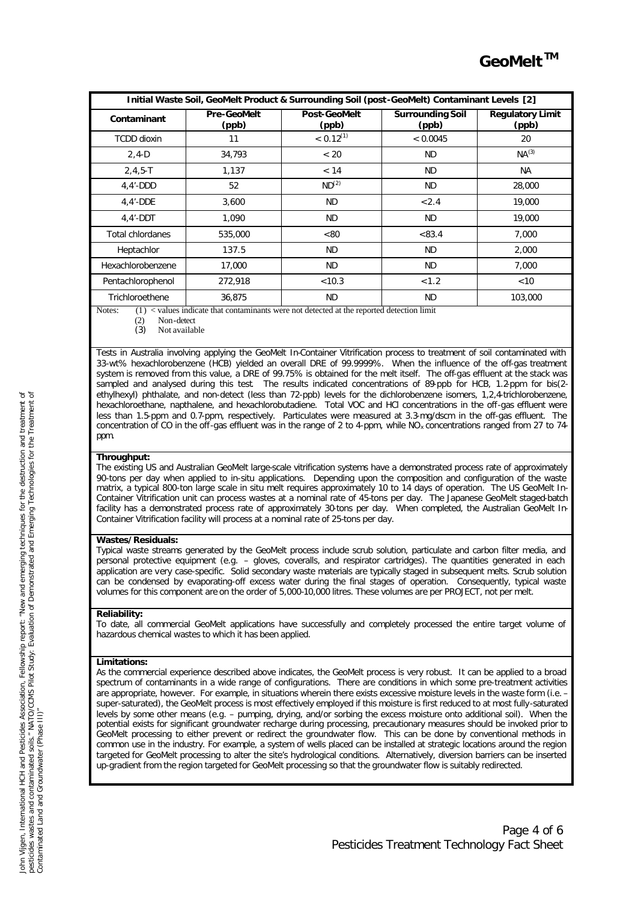| Initial Waste Soil, GeoMelt Product & Surrounding Soil (post-GeoMelt) Contaminant Levels [2] | | | | |
|---|---|---|---|---|
| **Contaminant** | **Pre-GeoMelt (ppb)** | **Post-GeoMelt (ppb)** | **Surrounding Soil (ppb)** | **Regulatory Limit (ppb)** |
| TCDD dioxin | 11 | < 0.12(1) | < 0.0045 | 20 |
| 2,4-D | 34,793 | < 20 | ND | NA(3) |
| 2,4,5-T | 1,137 | < 14 | ND | NA |
| 4,4'-DDD | 52 | ND(2) | ND | 28,000 |
| 4,4'-DDE | 3,600 | ND | <2.4 | 19,000 |
| 4,4'-DDT | 1,090 | ND | ND | 19,000 |
| Total chlordanes | 535,000 | <80 | <83.4 | 7,000 |
| Heptachlor | 137.5 | ND | ND | 2,000 |
| Hexachlorobenzene | 17,000 | ND | ND | 7,000 |
| Pentachlorophenol | 272,918 | <10.3 | <1.2 | <10 |
| Trichloroethene | 36,875 | ND | ND | 103,000 |

Notes: (1) < values indicate that contaminants were not detected at the reported detection limit
(2) Non-detect
(3) Not available

Tests in Australia involving applying the GeoMelt In-Container Vitrification process to treatment of soil contaminated with 33-wt% hexachlorobenzene (HCB) yielded an overall DRE of 99.9999%. When the influence of the off-gas treatment system is removed from this value, a DRE of 99.75% is obtained for the melt itself. The off-gas effluent at the stack was sampled and analysed during this test. The results indicated concentrations of 89-ppb for HCB, 1.2-ppm for bis(2-ethylhexyl) phthalate, and non-detect (less than 72-ppb) levels for the dichlorobenzene isomers, 1,2,4-trichlorobenzene, hexachloroethane, napthalene, and hexachlorobutadiene. Total VOC and HCl concentrations in the off-gas effluent were less than 1.5-ppm and 0.7-ppm, respectively. Particulates were measured at 3.3-mg/dscm in the off-gas effluent. The concentration of CO in the off-gas effluent was in the range of 2 to 4-ppm, while $NO_x$ concentrations ranged from 27 to 74-ppm.

**Throughput:**
The existing US and Australian GeoMelt large-scale vitrification systems have a demonstrated process rate of approximately 90-tons per day when applied to in-situ applications. Depending upon the composition and configuration of the waste matrix, a typical 800-ton large scale in situ melt requires approximately 10 to 14 days of operation. The US GeoMelt In-Container Vitrification unit can process wastes at a nominal rate of 45-tons per day. The Japanese GeoMelt staged-batch facility has a demonstrated process rate of approximately 30-tons per day. When completed, the Australian GeoMelt In-Container Vitrification facility will process at a nominal rate of 25-tons per day.

**Wastes/Residuals:**
Typical waste streams generated by the GeoMelt process include scrub solution, particulate and carbon filter media, and personal protective equipment (e.g. – gloves, coveralls, and respirator cartridges). The quantities generated in each application are very case-specific. Solid secondary waste materials are typically staged in subsequent melts. Scrub solution can be condensed by evaporating-off excess water during the final stages of operation. Consequently, typical waste volumes for this component are on the order of 5,000-10,000 litres. These volumes are per PROJECT, not per melt.

**Reliability:**
To date, all commercial GeoMelt applications have successfully and completely processed the entire target volume of hazardous chemical wastes to which it has been applied.

**Limitations:**
As the commercial experience described above indicates, the GeoMelt process is very robust. It can be applied to a broad spectrum of contaminants in a wide range of configurations. There are conditions in which some pre-treatment activities are appropriate, however. For example, in situations wherein there exists excessive moisture levels in the waste form (i.e. – super-saturated), the GeoMelt process is most effectively employed if this moisture is first reduced to at most fully-saturated levels by some other means (e.g. – pumping, drying, and/or sorbing the excess moisture onto additional soil). When the potential exists for significant groundwater recharge during processing, precautionary measures should be invoked prior to GeoMelt processing to either prevent or redirect the groundwater flow. This can be done by conventional methods in common use in the industry. For example, a system of wells placed can be installed at strategic locations around the region targeted for GeoMelt processing to alter the site's hydrological conditions. Alternatively, diversion barriers can be inserted up-gradient from the region targeted for GeoMelt processing so that the groundwater flow is suitably redirected.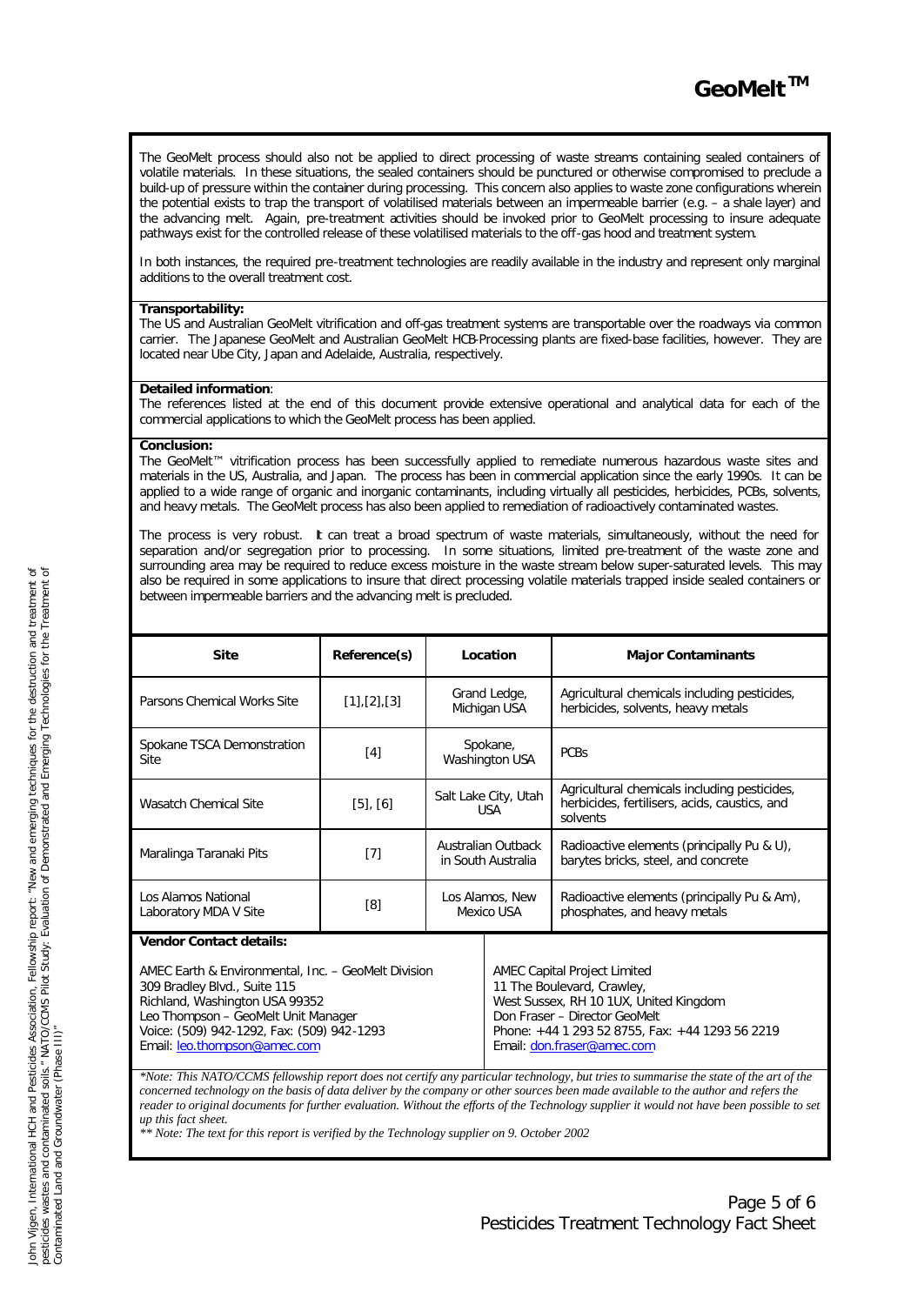The GeoMelt process should also not be applied to direct processing of waste streams containing sealed containers of volatile materials. In these situations, the sealed containers should be punctured or otherwise compromised to preclude a build-up of pressure within the container during processing. This concern also applies to waste zone configurations wherein the potential exists to trap the transport of volatilised materials between an impermeable barrier (e.g. – a shale layer) and the advancing melt. Again, pre-treatment activities should be invoked prior to GeoMelt processing to insure adequate pathways exist for the controlled release of these volatilised materials to the off-gas hood and treatment system.

In both instances, the required pre-treatment technologies are readily available in the industry and represent only marginal additions to the overall treatment cost.

**Transportability:**
The US and Australian GeoMelt vitrification and off-gas treatment systems are transportable over the roadways via common carrier. The Japanese GeoMelt and Australian GeoMelt HCB-Processing plants are fixed-base facilities, however. They are located near Ube City, Japan and Adelaide, Australia, respectively.

**Detailed information**:
The references listed at the end of this document provide extensive operational and analytical data for each of the commercial applications to which the GeoMelt process has been applied.

**Conclusion:**
The GeoMelt™ vitrification process has been successfully applied to remediate numerous hazardous waste sites and materials in the US, Australia, and Japan. The process has been in commercial application since the early 1990s. It can be applied to a wide range of organic and inorganic contaminants, including virtually all pesticides, herbicides, PCBs, solvents, and heavy metals. The GeoMelt process has also been applied to remediation of radioactively contaminated wastes.

The process is very robust. It can treat a broad spectrum of waste materials, simultaneously, without the need for separation and/or segregation prior to processing. In some situations, limited pre-treatment of the waste zone and surrounding area may be required to reduce excess moisture in the waste stream below super-saturated levels. This may also be required in some applications to insure that direct processing volatile materials trapped inside sealed containers or between impermeable barriers and the advancing melt is precluded.

| Site | Reference(s) | Location | Major Contaminants |
|---|---|---|---|
| Parsons Chemical Works Site | [1],[2],[3] | Grand Ledge, Michigan USA | Agricultural chemicals including pesticides, herbicides, solvents, heavy metals |
| Spokane TSCA Demonstration Site | [4] | Spokane, Washington USA | PCBs |
| Wasatch Chemical Site | [5], [6] | Salt Lake City, Utah USA | Agricultural chemicals including pesticides, herbicides, fertilisers, acids, caustics, and solvents |
| Maralinga Taranaki Pits | [7] | Australian Outback in South Australia | Radioactive elements (principally Pu & U), barytes bricks, steel, and concrete |
| Los Alamos National Laboratory MDA V Site | [8] | Los Alamos, New Mexico USA | Radioactive elements (principally Pu & Am), phosphates, and heavy metals |

**Vendor Contact details:**

AMEC Earth & Environmental, Inc. – GeoMelt Division
309 Bradley Blvd., Suite 115
Richland, Washington USA 99352
Leo Thompson – GeoMelt Unit Manager
Voice: (509) 942-1292, Fax: (509) 942-1293
Email: leo.thompson@amec.com

AMEC Capital Project Limited
11 The Boulevard, Crawley,
West Sussex, RH 10 1UX, United Kingdom
Don Fraser – Director GeoMelt
Phone: +44 1 293 52 8755, Fax: +44 1293 56 2219
Email: don.fraser@amec.com

*\*Note: This NATO/CCMS fellowship report does not certify any particular technology, but tries to summarise the state of the art of the concerned technology on the basis of data deliver by the company or other sources been made available to the author and refers the reader to original documents for further evaluation. Without the efforts of the Technology supplier it would not have been possible to set up this fact sheet.*

*\*\* Note: The text for this report is verified by the Technology supplier on 9. October 2002*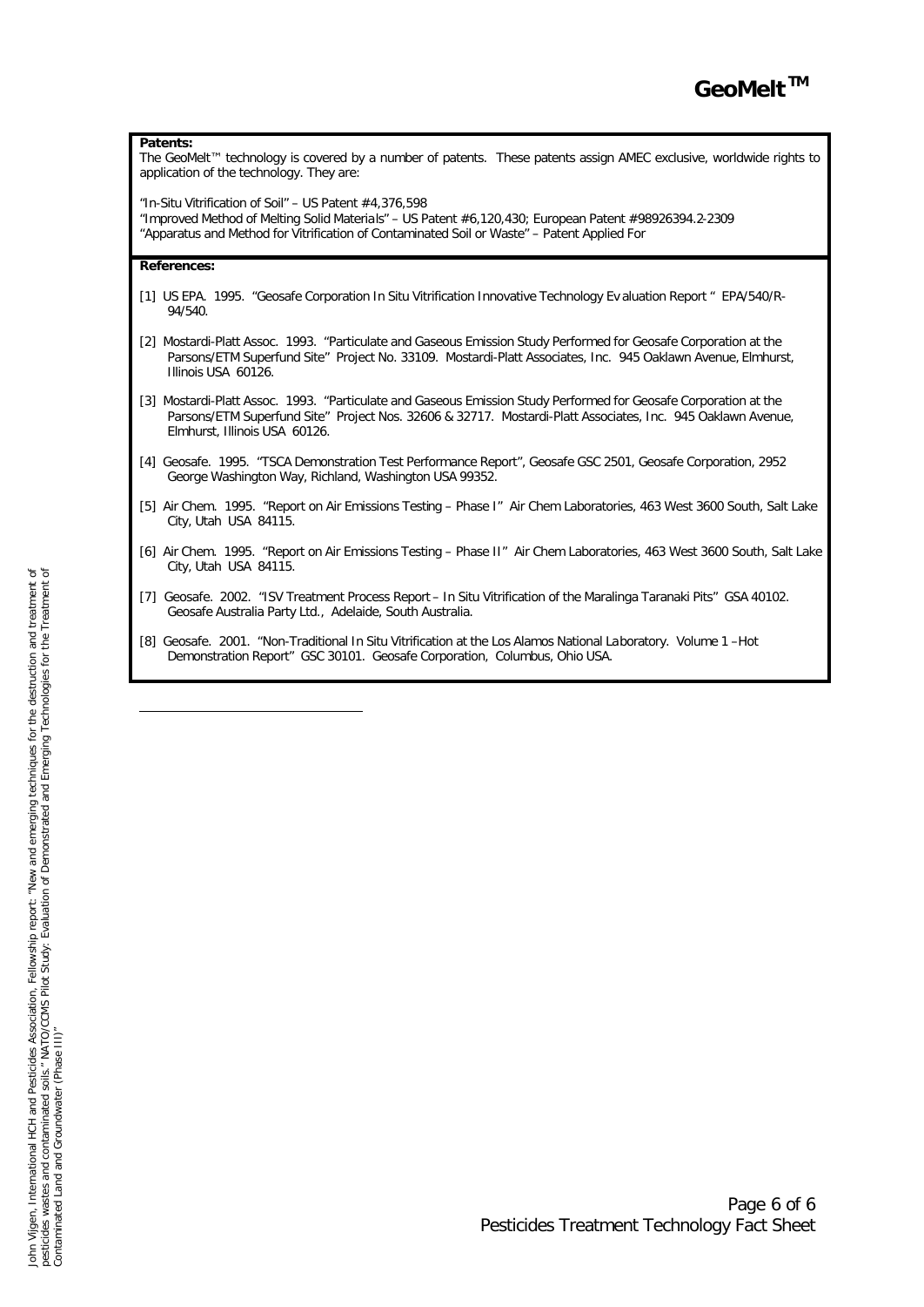**Patents:**

The GeoMelt™ technology is covered by a number of patents. These patents assign AMEC exclusive, worldwide rights to application of the technology. They are:

"In-Situ Vitrification of Soil" – US Patent #4,376,598
"Improved Method of Melting Solid Materials" – US Patent #6,120,430; European Patent #98926394.2-2309
"Apparatus and Method for Vitrification of Contaminated Soil or Waste" – Patent Applied For

**References:**

[1] US EPA. 1995. "Geosafe Corporation In Situ Vitrification Innovative Technology Evaluation Report " EPA/540/R-94/540.

[2] Mostardi-Platt Assoc. 1993. "Particulate and Gaseous Emission Study Performed for Geosafe Corporation at the Parsons/ETM Superfund Site" Project No. 33109. Mostardi-Platt Associates, Inc. 945 Oaklawn Avenue, Elmhurst, Illinois USA 60126.

[3] Mostardi-Platt Assoc. 1993. "Particulate and Gaseous Emission Study Performed for Geosafe Corporation at the Parsons/ETM Superfund Site" Project Nos. 32606 & 32717. Mostardi-Platt Associates, Inc. 945 Oaklawn Avenue, Elmhurst, Illinois USA 60126.

[4] Geosafe. 1995. "TSCA Demonstration Test Performance Report", Geosafe GSC 2501, Geosafe Corporation, 2952 George Washington Way, Richland, Washington USA 99352.

[5] Air Chem. 1995. "Report on Air Emissions Testing – Phase I" Air Chem Laboratories, 463 West 3600 South, Salt Lake City, Utah USA 84115.

[6] Air Chem. 1995. "Report on Air Emissions Testing – Phase II" Air Chem Laboratories, 463 West 3600 South, Salt Lake City, Utah USA 84115.

[7] Geosafe. 2002. "ISV Treatment Process Report – In Situ Vitrification of the Maralinga Taranaki Pits" GSA 40102. Geosafe Australia Party Ltd., Adelaide, South Australia.

[8] Geosafe. 2001. "Non-Traditional In Situ Vitrification at the Los Alamos National Laboratory. Volume 1 –Hot Demonstration Report" GSC 30101. Geosafe Corporation, Columbus, Ohio USA.